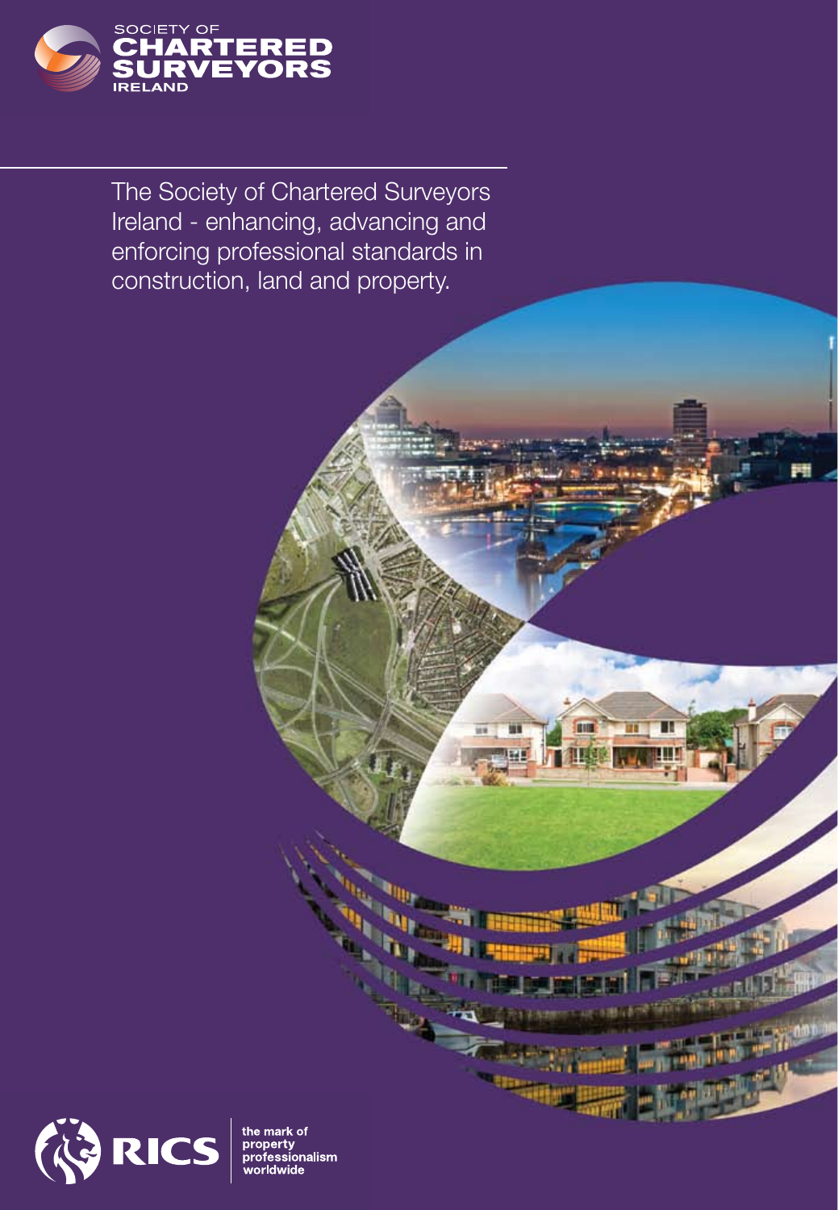SOCIETY OF
**CHARTERED SURVEYORS**
**IRELAND**

# The Society of Chartered Surveyors Ireland - enhancing, advancing and enforcing professional standards in construction, land and property.

**RICS** the mark of property professionalism worldwide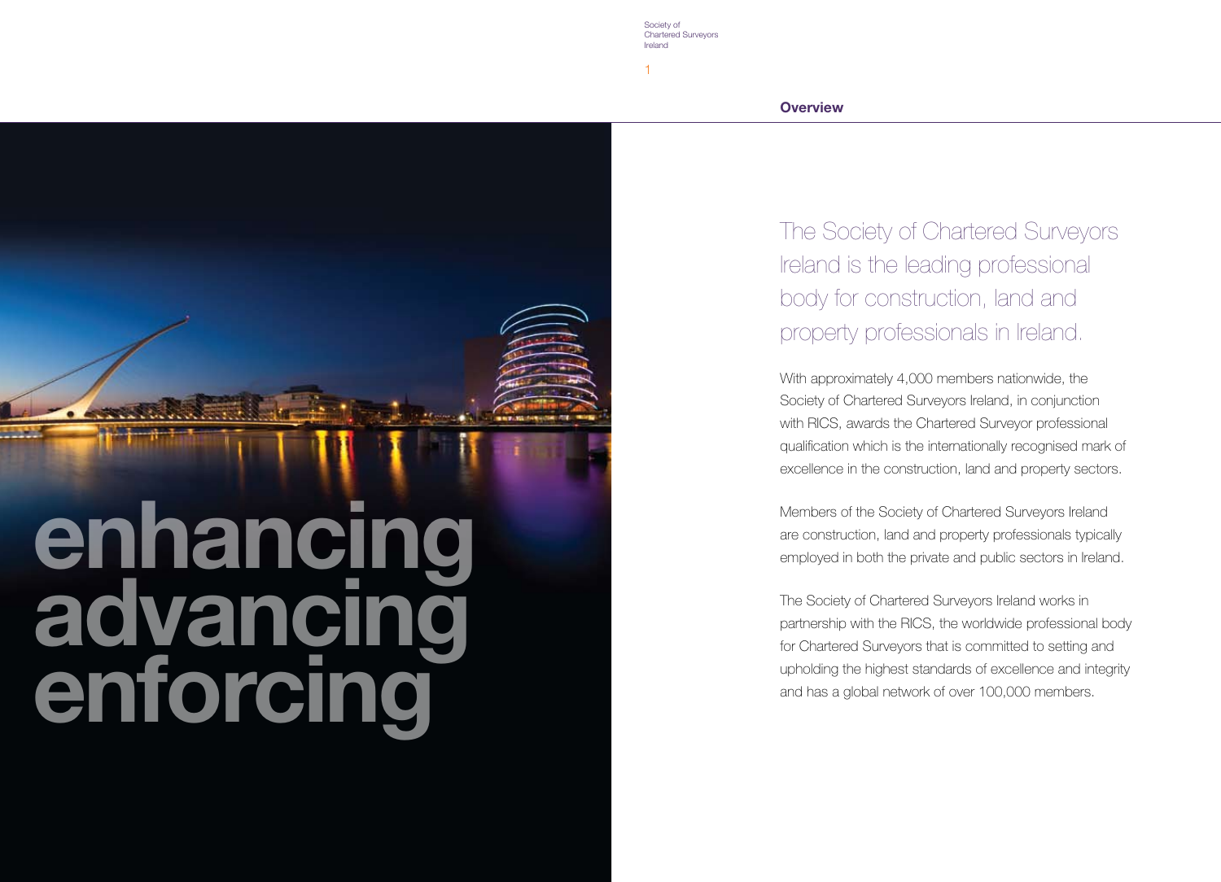# enhancing advancing enforcing

## Overview

The Society of Chartered Surveyors Ireland is the leading professional body for construction, land and property professionals in Ireland.

With approximately 4,000 members nationwide, the Society of Chartered Surveyors Ireland, in conjunction with RICS, awards the Chartered Surveyor professional qualification which is the internationally recognised mark of excellence in the construction, land and property sectors.

Members of the Society of Chartered Surveyors Ireland are construction, land and property professionals typically employed in both the private and public sectors in Ireland.

The Society of Chartered Surveyors Ireland works in partnership with the RICS, the worldwide professional body for Chartered Surveyors that is committed to setting and upholding the highest standards of excellence and integrity and has a global network of over 100,000 members.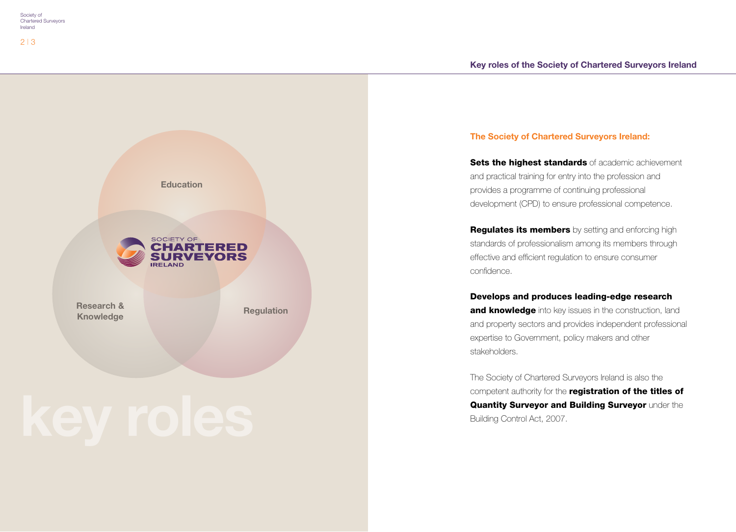## Key roles of the Society of Chartered Surveyors Ireland

Education

Research & Knowledge

Regulation

# key roles

### The Society of Chartered Surveyors Ireland:

**Sets the highest standards** of academic achievement and practical training for entry into the profession and provides a programme of continuing professional development (CPD) to ensure professional competence.

**Regulates its members** by setting and enforcing high standards of professionalism among its members through effective and efficient regulation to ensure consumer confidence.

**Develops and produces leading-edge research and knowledge** into key issues in the construction, land and property sectors and provides independent professional expertise to Government, policy makers and other stakeholders.

The Society of Chartered Surveyors Ireland is also the competent authority for the **registration of the titles of Quantity Surveyor and Building Surveyor** under the Building Control Act, 2007.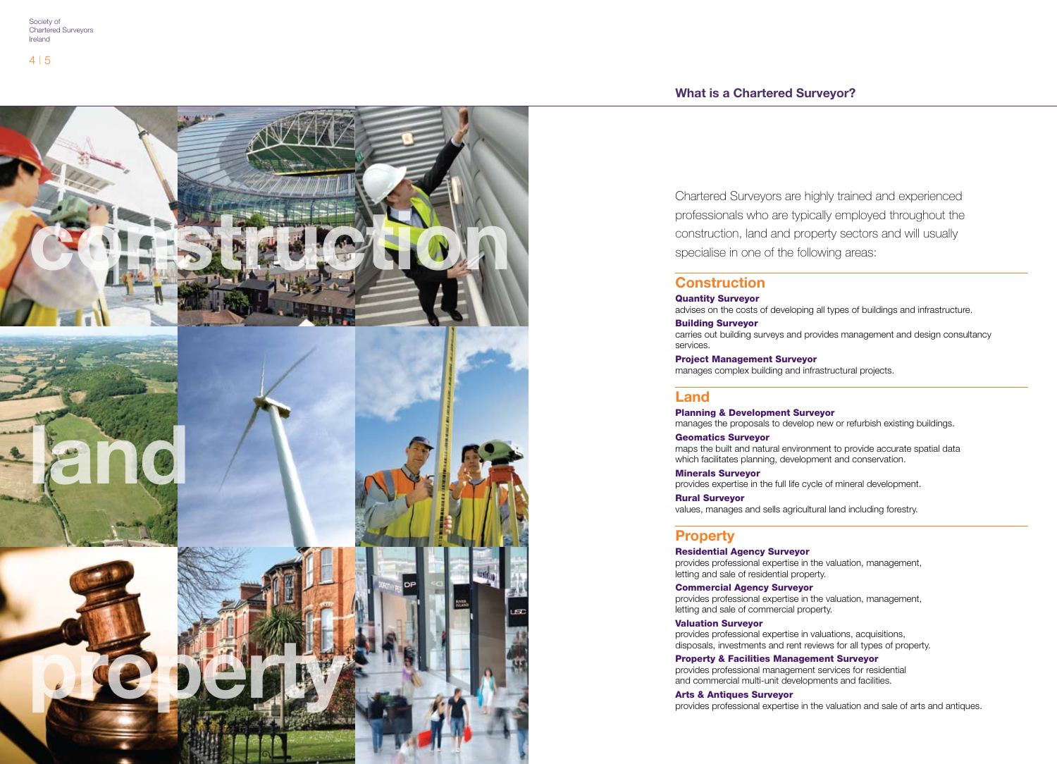## What is a Chartered Surveyor?

Chartered Surveyors are highly trained and experienced professionals who are typically employed throughout the construction, land and property sectors and will usually specialise in one of the following areas:

### Construction

**Quantity Surveyor**
advises on the costs of developing all types of buildings and infrastructure.

**Building Surveyor**
carries out building surveys and provides management and design consultancy services.

**Project Management Surveyor**
manages complex building and infrastructural projects.

### Land

**Planning & Development Surveyor**
manages the proposals to develop new or refurbish existing buildings.

**Geomatics Surveyor**
maps the built and natural environment to provide accurate spatial data which facilitates planning, development and conservation.

**Minerals Surveyor**
provides expertise in the full life cycle of mineral development.

**Rural Surveyor**
values, manages and sells agricultural land including forestry.

### Property

**Residential Agency Surveyor**
provides professional expertise in the valuation, management, letting and sale of residential property.

**Commercial Agency Surveyor**
provides professional expertise in the valuation, management, letting and sale of commercial property.

**Valuation Surveyor**
provides professional expertise in valuations, acquisitions, disposals, investments and rent reviews for all types of property.

**Property & Facilities Management Surveyor**
provides professional management services for residential and commercial multi-unit developments and facilities.

**Arts & Antiques Surveyor**
provides professional expertise in the valuation and sale of arts and antiques.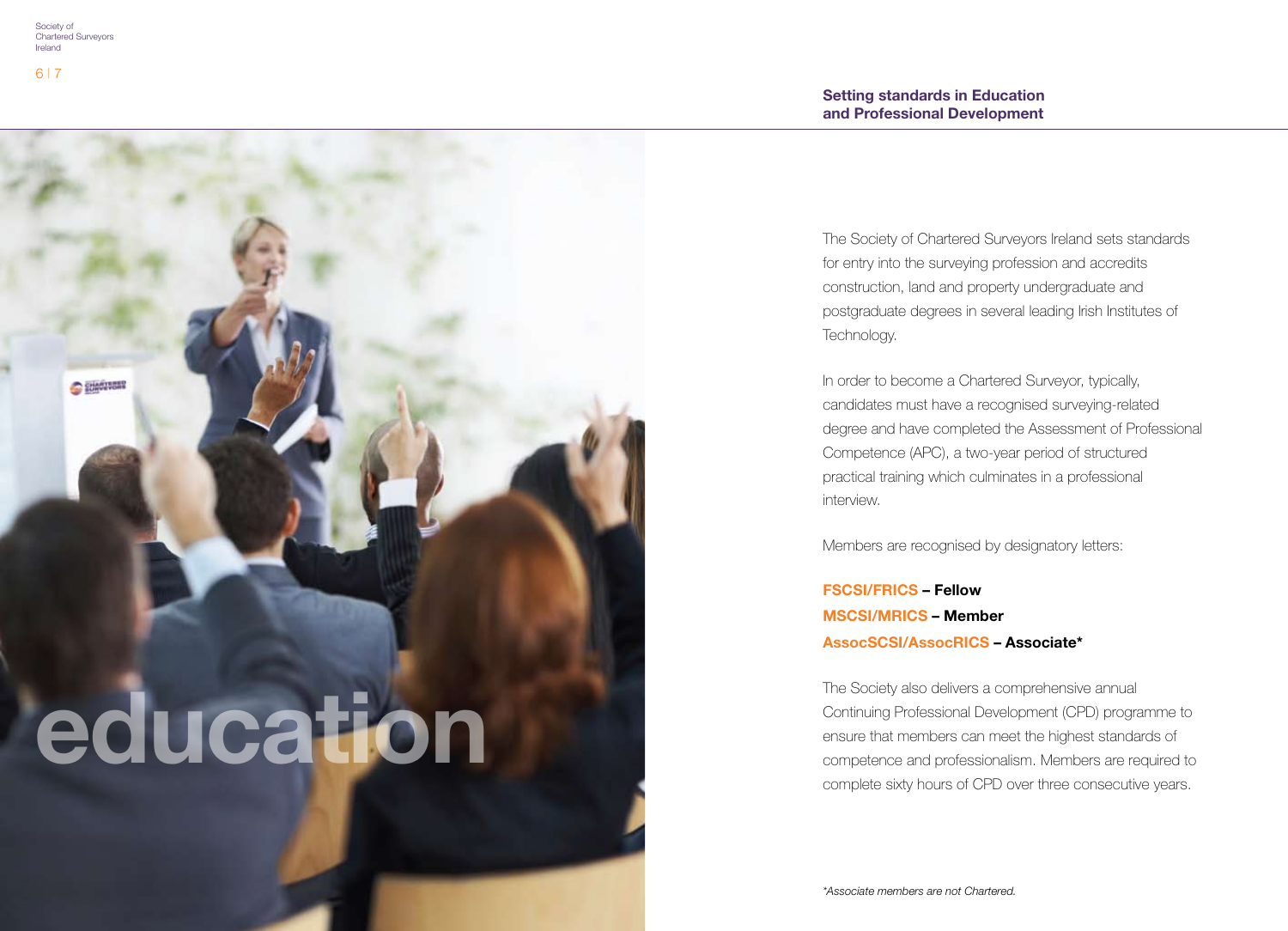## Setting standards in Education and Professional Development

# education

The Society of Chartered Surveyors Ireland sets standards for entry into the surveying profession and accredits construction, land and property undergraduate and postgraduate degrees in several leading Irish Institutes of Technology.

In order to become a Chartered Surveyor, typically, candidates must have a recognised surveying-related degree and have completed the Assessment of Professional Competence (APC), a two-year period of structured practical training which culminates in a professional interview.

Members are recognised by designatory letters:

**FSCSI/FRICS – Fellow**
**MSCSI/MRICS – Member**
**AssocSCSI/AssocRICS – Associate***

The Society also delivers a comprehensive annual Continuing Professional Development (CPD) programme to ensure that members can meet the highest standards of competence and professionalism. Members are required to complete sixty hours of CPD over three consecutive years.

*\*Associate members are not Chartered.*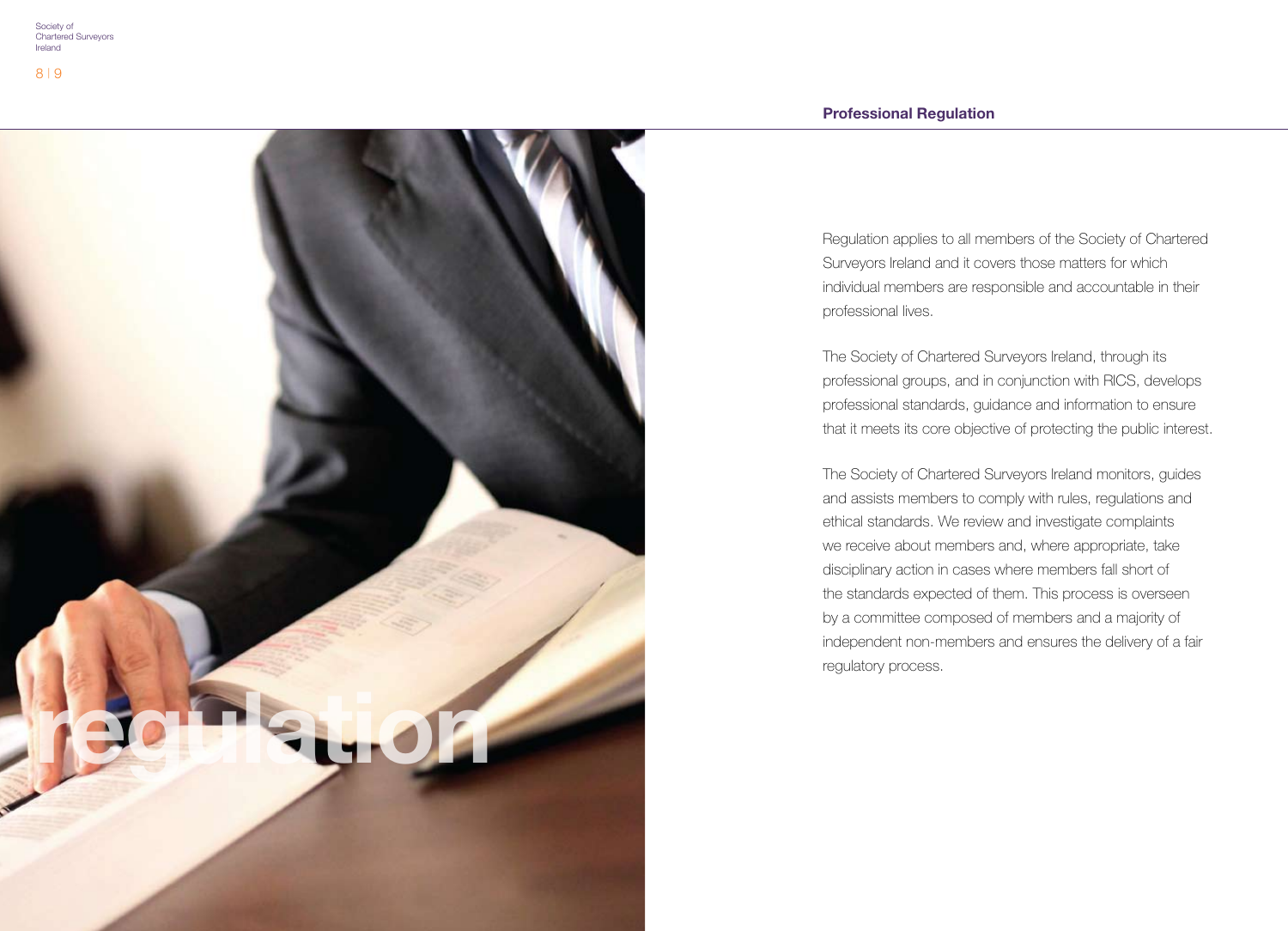## Professional Regulation

Regulation applies to all members of the Society of Chartered Surveyors Ireland and it covers those matters for which individual members are responsible and accountable in their professional lives.

The Society of Chartered Surveyors Ireland, through its professional groups, and in conjunction with RICS, develops professional standards, guidance and information to ensure that it meets its core objective of protecting the public interest.

The Society of Chartered Surveyors Ireland monitors, guides and assists members to comply with rules, regulations and ethical standards. We review and investigate complaints we receive about members and, where appropriate, take disciplinary action in cases where members fall short of the standards expected of them. This process is overseen by a committee composed of members and a majority of independent non-members and ensures the delivery of a fair regulatory process.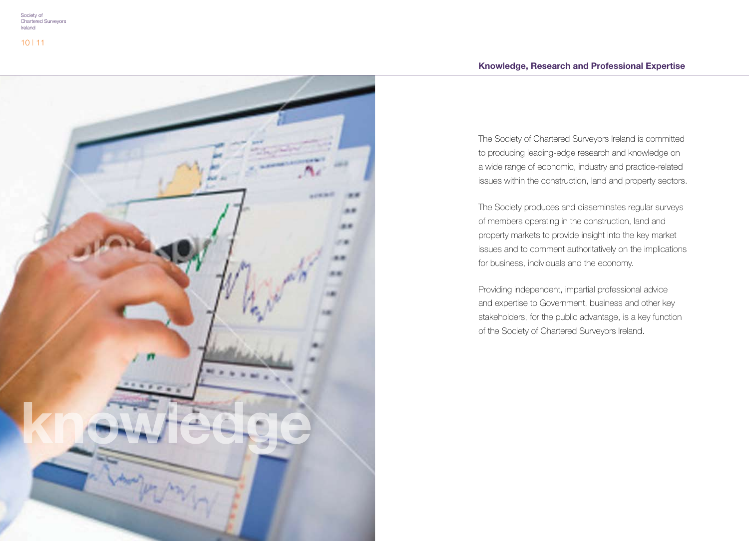## Knowledge, Research and Professional Expertise

The Society of Chartered Surveyors Ireland is committed to producing leading-edge research and knowledge on a wide range of economic, industry and practice-related issues within the construction, land and property sectors.

The Society produces and disseminates regular surveys of members operating in the construction, land and property markets to provide insight into the key market issues and to comment authoritatively on the implications for business, individuals and the economy.

Providing independent, impartial professional advice and expertise to Government, business and other key stakeholders, for the public advantage, is a key function of the Society of Chartered Surveyors Ireland.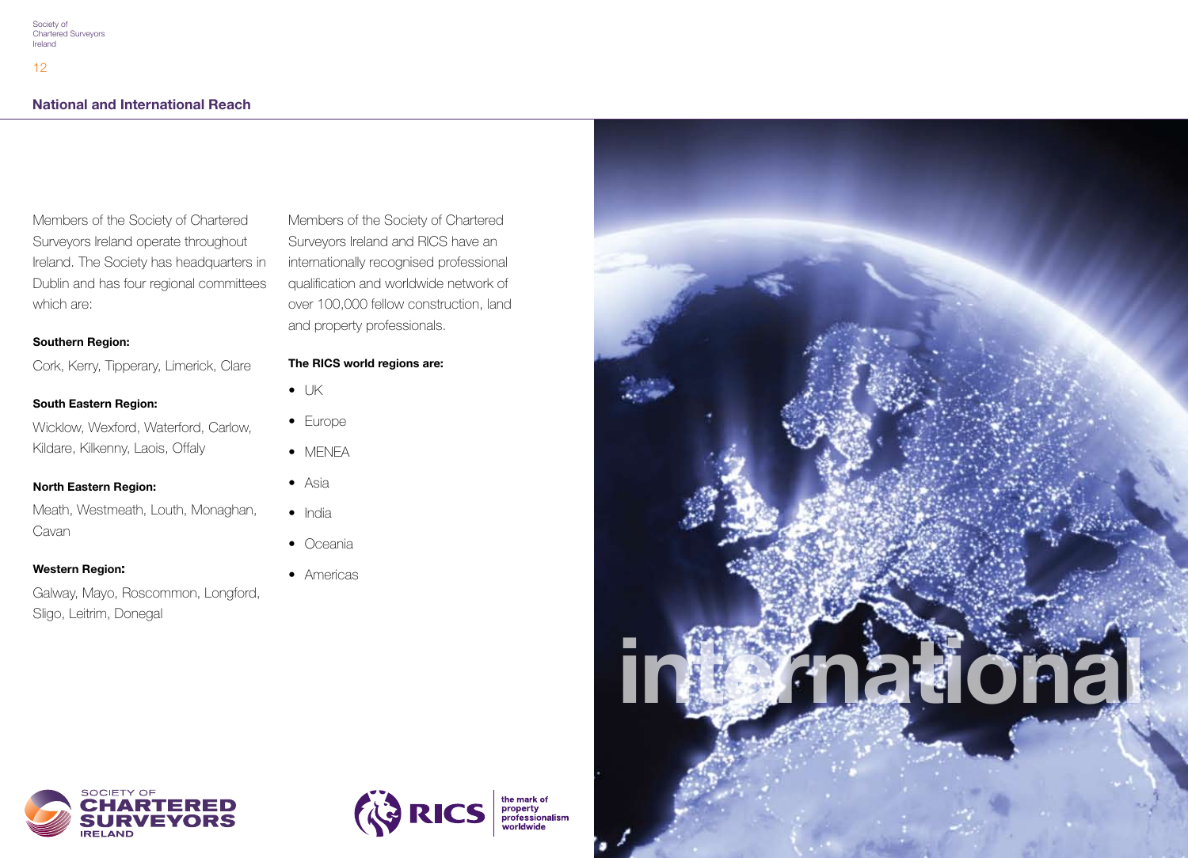## National and International Reach

Members of the Society of Chartered Surveyors Ireland operate throughout Ireland. The Society has headquarters in Dublin and has four regional committees which are:

**Southern Region:**

Cork, Kerry, Tipperary, Limerick, Clare

**South Eastern Region:**

Wicklow, Wexford, Waterford, Carlow, Kildare, Kilkenny, Laois, Offaly

**North Eastern Region:**

Meath, Westmeath, Louth, Monaghan, Cavan

**Western Region:**

Galway, Mayo, Roscommon, Longford, Sligo, Leitrim, Donegal

Members of the Society of Chartered Surveyors Ireland and RICS have an internationally recognised professional qualification and worldwide network of over 100,000 fellow construction, land and property professionals.

**The RICS world regions are:**

- UK
- Europe
- MENEA
- Asia
- India
- Oceania
- Americas

international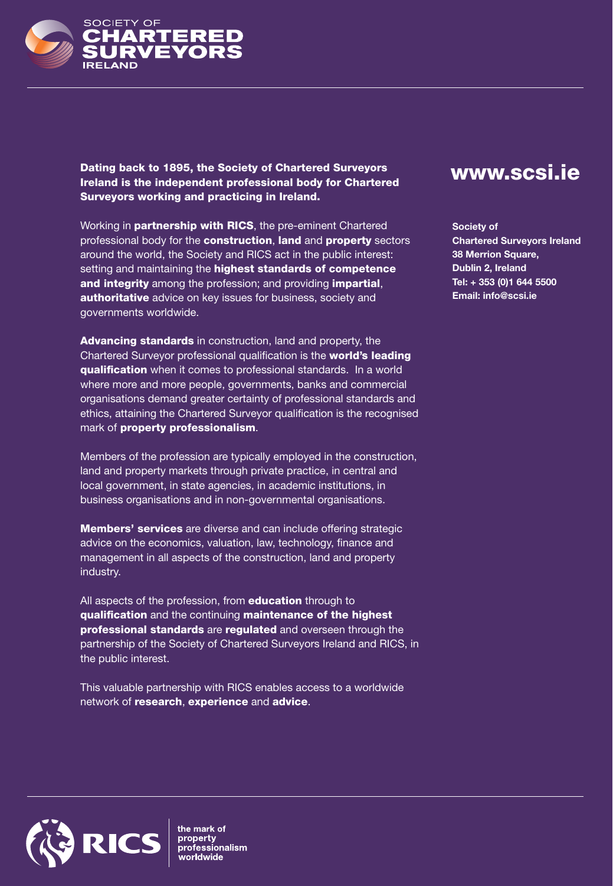SOCIETY OF
**CHARTERED SURVEYORS**
**IRELAND**

**Dating back to 1895, the Society of Chartered Surveyors Ireland is the independent professional body for Chartered Surveyors working and practicing in Ireland.**

Working in **partnership with RICS**, the pre-eminent Chartered professional body for the **construction**, **land** and **property** sectors around the world, the Society and RICS act in the public interest: setting and maintaining the **highest standards of competence and integrity** among the profession; and providing **impartial**, **authoritative** advice on key issues for business, society and governments worldwide.

**Advancing standards** in construction, land and property, the Chartered Surveyor professional qualification is the **world's leading qualification** when it comes to professional standards. In a world where more and more people, governments, banks and commercial organisations demand greater certainty of professional standards and ethics, attaining the Chartered Surveyor qualification is the recognised mark of **property professionalism**.

Members of the profession are typically employed in the construction, land and property markets through private practice, in central and local government, in state agencies, in academic institutions, in business organisations and in non-governmental organisations.

**Members' services** are diverse and can include offering strategic advice on the economics, valuation, law, technology, finance and management in all aspects of the construction, land and property industry.

All aspects of the profession, from **education** through to **qualification** and the continuing **maintenance of the highest professional standards** are **regulated** and overseen through the partnership of the Society of Chartered Surveyors Ireland and RICS, in the public interest.

This valuable partnership with RICS enables access to a worldwide network of **research**, **experience** and **advice**.

## www.scsi.ie

**Society of**
**Chartered Surveyors Ireland**
**38 Merrion Square,**
**Dublin 2, Ireland**
**Tel: + 353 (0)1 644 5500**
**Email: info@scsi.ie**

RICS

the mark of property professionalism worldwide